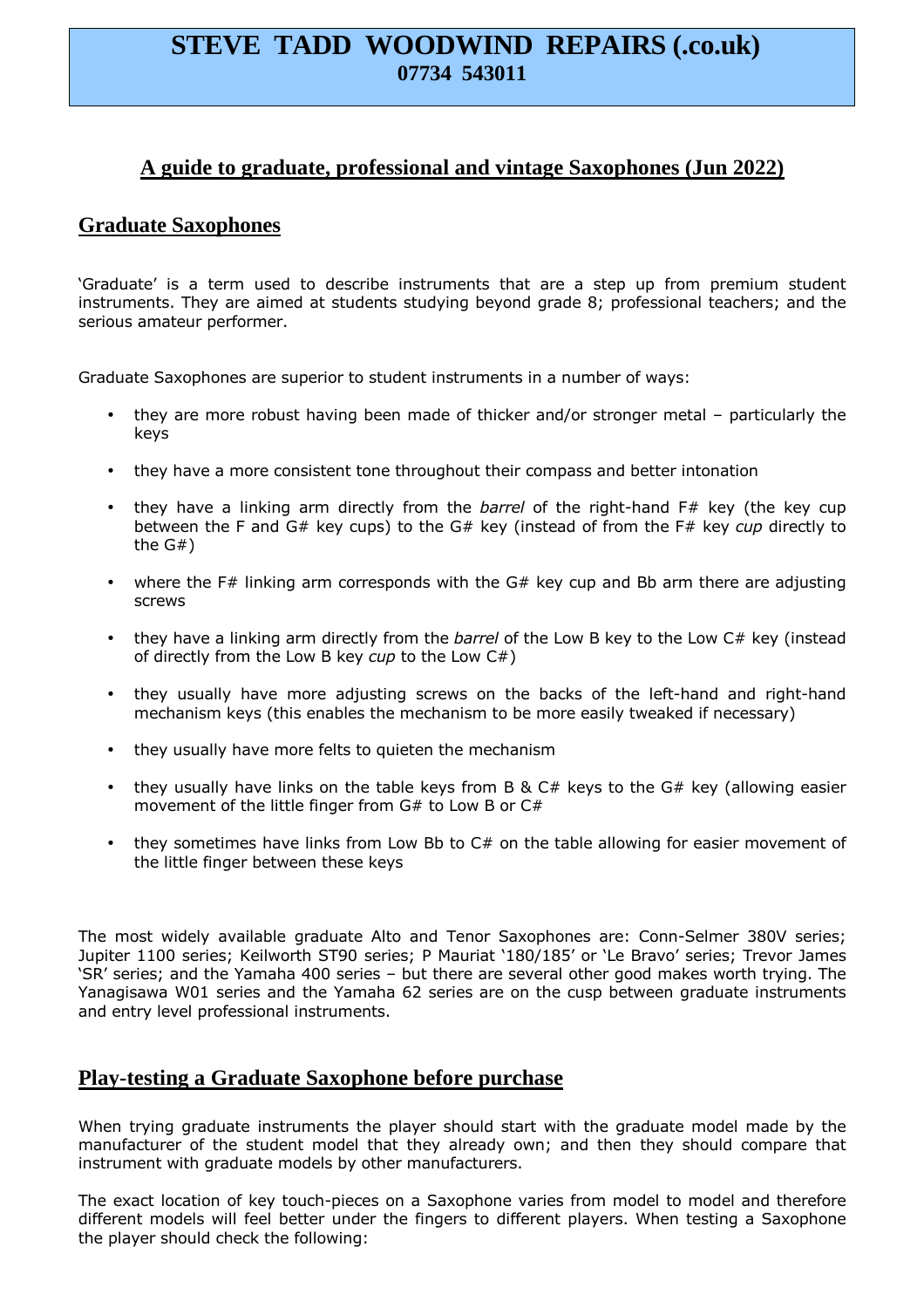# STEVE TADD WOODWIND REPAIRS (.co.uk)
**07734 543011**

## A guide to graduate, professional and vintage Saxophones (Jun 2022)

### Graduate Saxophones

'Graduate' is a term used to describe instruments that are a step up from premium student instruments. They are aimed at students studying beyond grade 8; professional teachers; and the serious amateur performer.

Graduate Saxophones are superior to student instruments in a number of ways:

- they are more robust having been made of thicker and/or stronger metal – particularly the keys
- they have a more consistent tone throughout their compass and better intonation
- they have a linking arm directly from the *barrel* of the right-hand F# key (the key cup between the F and G# key cups) to the G# key (instead of from the F# key *cup* directly to the G#)
- where the F# linking arm corresponds with the G# key cup and Bb arm there are adjusting screws
- they have a linking arm directly from the *barrel* of the Low B key to the Low C# key (instead of directly from the Low B key *cup* to the Low C#)
- they usually have more adjusting screws on the backs of the left-hand and right-hand mechanism keys (this enables the mechanism to be more easily tweaked if necessary)
- they usually have more felts to quieten the mechanism
- they usually have links on the table keys from B & C# keys to the G# key (allowing easier movement of the little finger from G# to Low B or C#
- they sometimes have links from Low Bb to C# on the table allowing for easier movement of the little finger between these keys

The most widely available graduate Alto and Tenor Saxophones are: Conn-Selmer 380V series; Jupiter 1100 series; Keilworth ST90 series; P Mauriat '180/185' or 'Le Bravo' series; Trevor James 'SR' series; and the Yamaha 400 series – but there are several other good makes worth trying. The Yanagisawa W01 series and the Yamaha 62 series are on the cusp between graduate instruments and entry level professional instruments.

### Play-testing a Graduate Saxophone before purchase

When trying graduate instruments the player should start with the graduate model made by the manufacturer of the student model that they already own; and then they should compare that instrument with graduate models by other manufacturers.

The exact location of key touch-pieces on a Saxophone varies from model to model and therefore different models will feel better under the fingers to different players. When testing a Saxophone the player should check the following: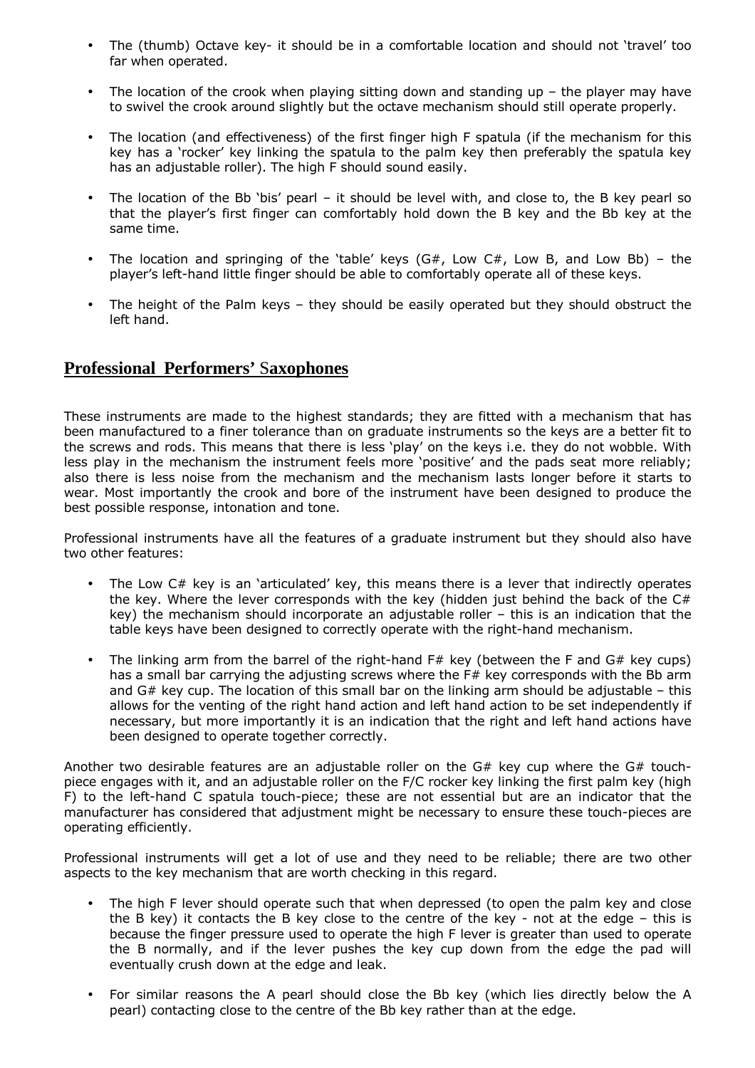- The (thumb) Octave key- it should be in a comfortable location and should not 'travel' too far when operated.

- The location of the crook when playing sitting down and standing up – the player may have to swivel the crook around slightly but the octave mechanism should still operate properly.

- The location (and effectiveness) of the first finger high F spatula (if the mechanism for this key has a 'rocker' key linking the spatula to the palm key then preferably the spatula key has an adjustable roller). The high F should sound easily.

- The location of the Bb 'bis' pearl – it should be level with, and close to, the B key pearl so that the player's first finger can comfortably hold down the B key and the Bb key at the same time.

- The location and springing of the 'table' keys (G#, Low C#, Low B, and Low Bb) – the player's left-hand little finger should be able to comfortably operate all of these keys.

- The height of the Palm keys – they should be easily operated but they should obstruct the left hand.

## Professional Performers' Saxophones

These instruments are made to the highest standards; they are fitted with a mechanism that has been manufactured to a finer tolerance than on graduate instruments so the keys are a better fit to the screws and rods. This means that there is less 'play' on the keys i.e. they do not wobble. With less play in the mechanism the instrument feels more 'positive' and the pads seat more reliably; also there is less noise from the mechanism and the mechanism lasts longer before it starts to wear. Most importantly the crook and bore of the instrument have been designed to produce the best possible response, intonation and tone.

Professional instruments have all the features of a graduate instrument but they should also have two other features:

- The Low C# key is an 'articulated' key, this means there is a lever that indirectly operates the key. Where the lever corresponds with the key (hidden just behind the back of the C# key) the mechanism should incorporate an adjustable roller – this is an indication that the table keys have been designed to correctly operate with the right-hand mechanism.

- The linking arm from the barrel of the right-hand F# key (between the F and G# key cups) has a small bar carrying the adjusting screws where the F# key corresponds with the Bb arm and G# key cup. The location of this small bar on the linking arm should be adjustable – this allows for the venting of the right hand action and left hand action to be set independently if necessary, but more importantly it is an indication that the right and left hand actions have been designed to operate together correctly.

Another two desirable features are an adjustable roller on the G# key cup where the G# touch-piece engages with it, and an adjustable roller on the F/C rocker key linking the first palm key (high F) to the left-hand C spatula touch-piece; these are not essential but are an indicator that the manufacturer has considered that adjustment might be necessary to ensure these touch-pieces are operating efficiently.

Professional instruments will get a lot of use and they need to be reliable; there are two other aspects to the key mechanism that are worth checking in this regard.

- The high F lever should operate such that when depressed (to open the palm key and close the B key) it contacts the B key close to the centre of the key - not at the edge – this is because the finger pressure used to operate the high F lever is greater than used to operate the B normally, and if the lever pushes the key cup down from the edge the pad will eventually crush down at the edge and leak.

- For similar reasons the A pearl should close the Bb key (which lies directly below the A pearl) contacting close to the centre of the Bb key rather than at the edge.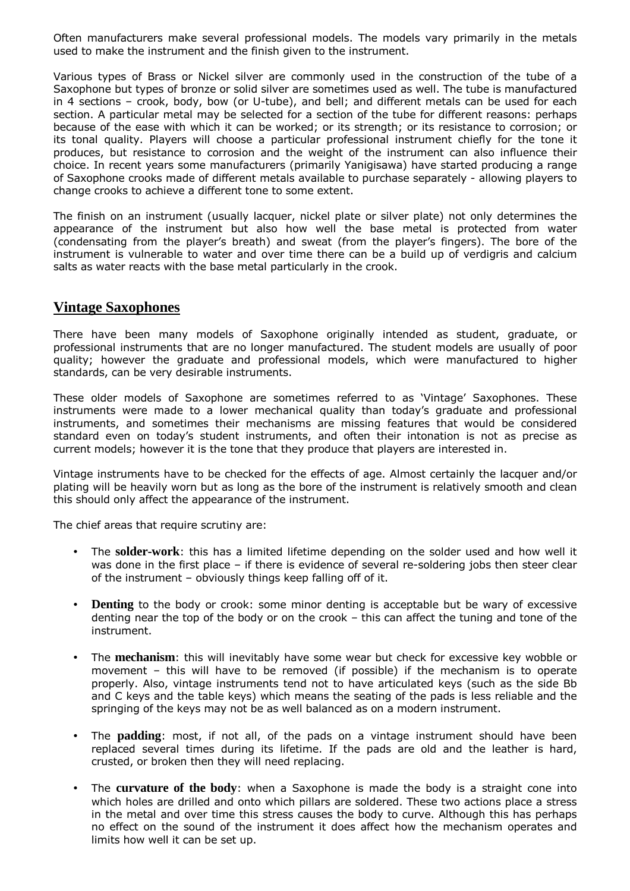Often manufacturers make several professional models. The models vary primarily in the metals used to make the instrument and the finish given to the instrument.

Various types of Brass or Nickel silver are commonly used in the construction of the tube of a Saxophone but types of bronze or solid silver are sometimes used as well. The tube is manufactured in 4 sections – crook, body, bow (or U-tube), and bell; and different metals can be used for each section. A particular metal may be selected for a section of the tube for different reasons: perhaps because of the ease with which it can be worked; or its strength; or its resistance to corrosion; or its tonal quality. Players will choose a particular professional instrument chiefly for the tone it produces, but resistance to corrosion and the weight of the instrument can also influence their choice. In recent years some manufacturers (primarily Yanigisawa) have started producing a range of Saxophone crooks made of different metals available to purchase separately - allowing players to change crooks to achieve a different tone to some extent.

The finish on an instrument (usually lacquer, nickel plate or silver plate) not only determines the appearance of the instrument but also how well the base metal is protected from water (condensating from the player's breath) and sweat (from the player's fingers). The bore of the instrument is vulnerable to water and over time there can be a build up of verdigris and calcium salts as water reacts with the base metal particularly in the crook.

## Vintage Saxophones

There have been many models of Saxophone originally intended as student, graduate, or professional instruments that are no longer manufactured. The student models are usually of poor quality; however the graduate and professional models, which were manufactured to higher standards, can be very desirable instruments.

These older models of Saxophone are sometimes referred to as 'Vintage' Saxophones. These instruments were made to a lower mechanical quality than today's graduate and professional instruments, and sometimes their mechanisms are missing features that would be considered standard even on today's student instruments, and often their intonation is not as precise as current models; however it is the tone that they produce that players are interested in.

Vintage instruments have to be checked for the effects of age. Almost certainly the lacquer and/or plating will be heavily worn but as long as the bore of the instrument is relatively smooth and clean this should only affect the appearance of the instrument.

The chief areas that require scrutiny are:

- The **solder-work**: this has a limited lifetime depending on the solder used and how well it was done in the first place – if there is evidence of several re-soldering jobs then steer clear of the instrument – obviously things keep falling off of it.

- **Denting** to the body or crook: some minor denting is acceptable but be wary of excessive denting near the top of the body or on the crook – this can affect the tuning and tone of the instrument.

- The **mechanism**: this will inevitably have some wear but check for excessive key wobble or movement – this will have to be removed (if possible) if the mechanism is to operate properly. Also, vintage instruments tend not to have articulated keys (such as the side Bb and C keys and the table keys) which means the seating of the pads is less reliable and the springing of the keys may not be as well balanced as on a modern instrument.

- The **padding**: most, if not all, of the pads on a vintage instrument should have been replaced several times during its lifetime. If the pads are old and the leather is hard, crusted, or broken then they will need replacing.

- The **curvature of the body**: when a Saxophone is made the body is a straight cone into which holes are drilled and onto which pillars are soldered. These two actions place a stress in the metal and over time this stress causes the body to curve. Although this has perhaps no effect on the sound of the instrument it does affect how the mechanism operates and limits how well it can be set up.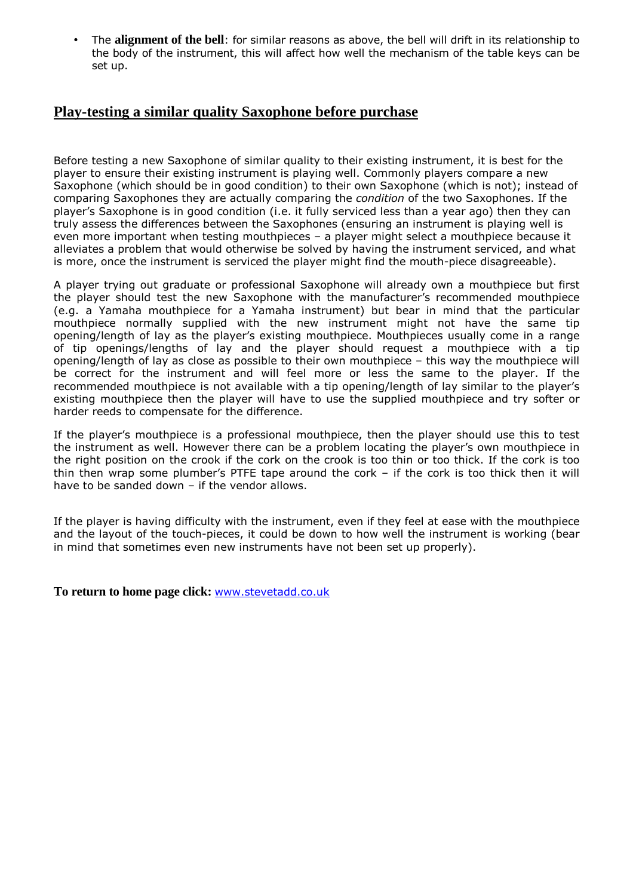- The **alignment of the bell**: for similar reasons as above, the bell will drift in its relationship to the body of the instrument, this will affect how well the mechanism of the table keys can be set up.

## Play-testing a similar quality Saxophone before purchase

Before testing a new Saxophone of similar quality to their existing instrument, it is best for the player to ensure their existing instrument is playing well. Commonly players compare a new Saxophone (which should be in good condition) to their own Saxophone (which is not); instead of comparing Saxophones they are actually comparing the *condition* of the two Saxophones. If the player's Saxophone is in good condition (i.e. it fully serviced less than a year ago) then they can truly assess the differences between the Saxophones (ensuring an instrument is playing well is even more important when testing mouthpieces – a player might select a mouthpiece because it alleviates a problem that would otherwise be solved by having the instrument serviced, and what is more, once the instrument is serviced the player might find the mouth-piece disagreeable).

A player trying out graduate or professional Saxophone will already own a mouthpiece but first the player should test the new Saxophone with the manufacturer's recommended mouthpiece (e.g. a Yamaha mouthpiece for a Yamaha instrument) but bear in mind that the particular mouthpiece normally supplied with the new instrument might not have the same tip opening/length of lay as the player's existing mouthpiece. Mouthpieces usually come in a range of tip openings/lengths of lay and the player should request a mouthpiece with a tip opening/length of lay as close as possible to their own mouthpiece – this way the mouthpiece will be correct for the instrument and will feel more or less the same to the player. If the recommended mouthpiece is not available with a tip opening/length of lay similar to the player's existing mouthpiece then the player will have to use the supplied mouthpiece and try softer or harder reeds to compensate for the difference.

If the player's mouthpiece is a professional mouthpiece, then the player should use this to test the instrument as well. However there can be a problem locating the player's own mouthpiece in the right position on the crook if the cork on the crook is too thin or too thick. If the cork is too thin then wrap some plumber's PTFE tape around the cork – if the cork is too thick then it will have to be sanded down – if the vendor allows.

If the player is having difficulty with the instrument, even if they feel at ease with the mouthpiece and the layout of the touch-pieces, it could be down to how well the instrument is working (bear in mind that sometimes even new instruments have not been set up properly).

**To return to home page click:** www.stevetadd.co.uk